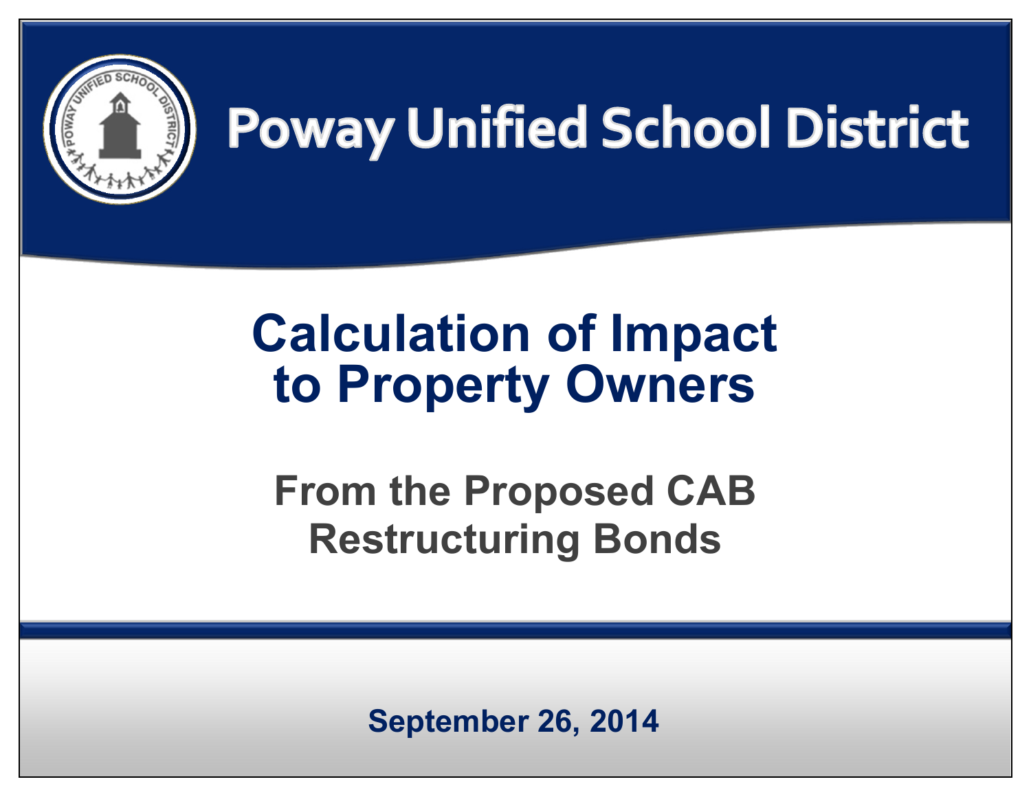# Poway Unified School District

## Calculation of Impact to Property Owners

### From the Proposed CAB Restructuring Bonds

**September 26, 2014**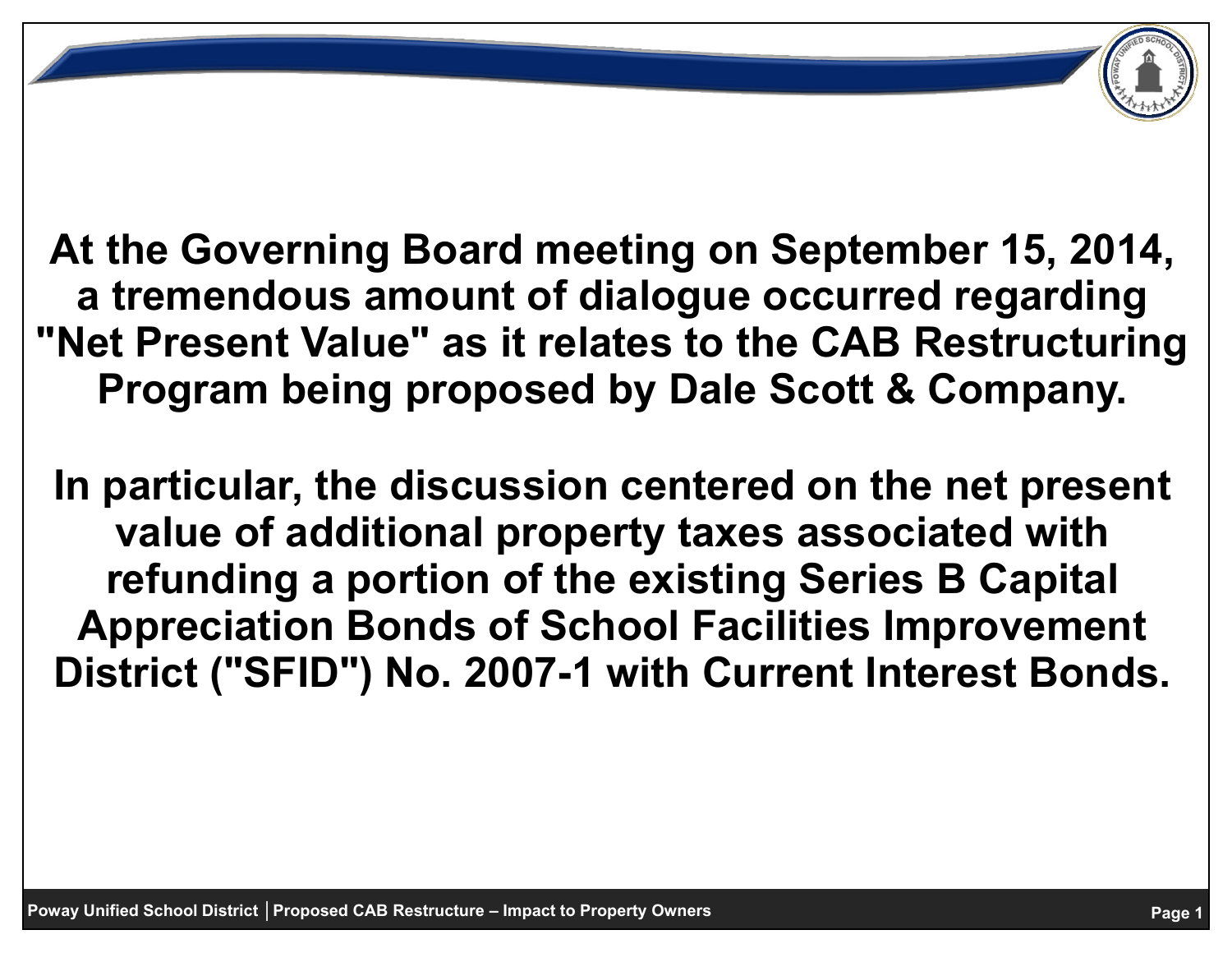**At the Governing Board meeting on September 15, 2014, a tremendous amount of dialogue occurred regarding "Net Present Value" as it relates to the CAB Restructuring Program being proposed by Dale Scott & Company.**

**In particular, the discussion centered on the net present value of additional property taxes associated with refunding a portion of the existing Series B Capital Appreciation Bonds of School Facilities Improvement District ("SFID") No. 2007-1 with Current Interest Bonds.**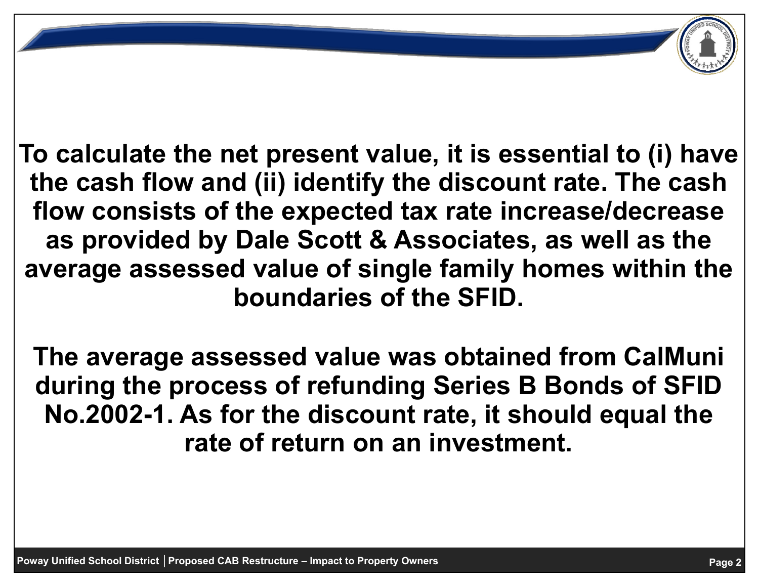**To calculate the net present value, it is essential to (i) have the cash flow and (ii) identify the discount rate. The cash flow consists of the expected tax rate increase/decrease as provided by Dale Scott & Associates, as well as the average assessed value of single family homes within the boundaries of the SFID.**

**The average assessed value was obtained from CalMuni during the process of refunding Series B Bonds of SFID No.2002-1. As for the discount rate, it should equal the rate of return on an investment.**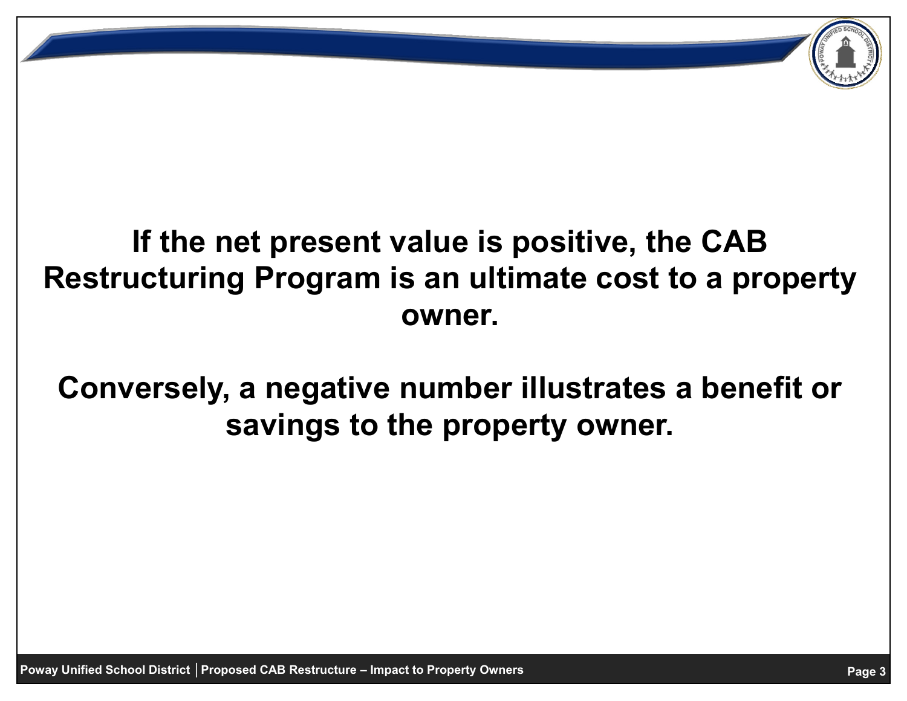**If the net present value is positive, the CAB Restructuring Program is an ultimate cost to a property owner.**

**Conversely, a negative number illustrates a benefit or savings to the property owner.**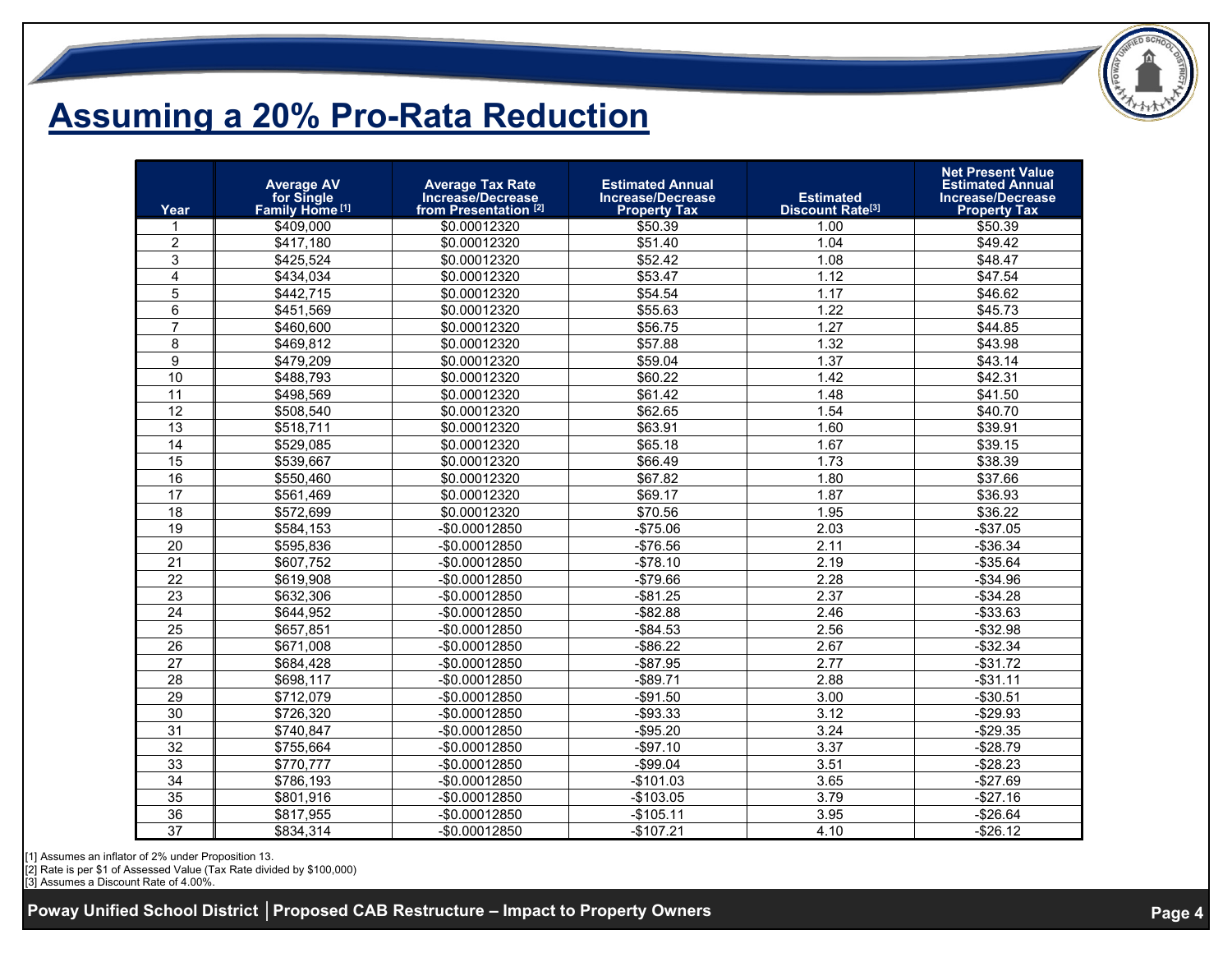# Assuming a 20% Pro-Rata Reduction

| Year | Average AV for Single Family Home [1] | Average Tax Rate Increase/Decrease from Presentation [2] | Estimated Annual Increase/Decrease Property Tax | Estimated Discount Rate[3] | Net Present Value Estimated Annual Increase/Decrease Property Tax |
|---|---|---|---|---|---|
| 1 | $409,000 | $0.00012320 | $50.39 | 1.00 | $50.39 |
| 2 | $417,180 | $0.00012320 | $51.40 | 1.04 | $49.42 |
| 3 | $425,524 | $0.00012320 | $52.42 | 1.08 | $48.47 |
| 4 | $434,034 | $0.00012320 | $53.47 | 1.12 | $47.54 |
| 5 | $442,715 | $0.00012320 | $54.54 | 1.17 | $46.62 |
| 6 | $451,569 | $0.00012320 | $55.63 | 1.22 | $45.73 |
| 7 | $460,600 | $0.00012320 | $56.75 | 1.27 | $44.85 |
| 8 | $469,812 | $0.00012320 | $57.88 | 1.32 | $43.98 |
| 9 | $479,209 | $0.00012320 | $59.04 | 1.37 | $43.14 |
| 10 | $488,793 | $0.00012320 | $60.22 | 1.42 | $42.31 |
| 11 | $498,569 | $0.00012320 | $61.42 | 1.48 | $41.50 |
| 12 | $508,540 | $0.00012320 | $62.65 | 1.54 | $40.70 |
| 13 | $518,711 | $0.00012320 | $63.91 | 1.60 | $39.91 |
| 14 | $529,085 | $0.00012320 | $65.18 | 1.67 | $39.15 |
| 15 | $539,667 | $0.00012320 | $66.49 | 1.73 | $38.39 |
| 16 | $550,460 | $0.00012320 | $67.82 | 1.80 | $37.66 |
| 17 | $561,469 | $0.00012320 | $69.17 | 1.87 | $36.93 |
| 18 | $572,699 | $0.00012320 | $70.56 | 1.95 | $36.22 |
| 19 | $584,153 | -$0.00012850 | -$75.06 | 2.03 | -$37.05 |
| 20 | $595,836 | -$0.00012850 | -$76.56 | 2.11 | -$36.34 |
| 21 | $607,752 | -$0.00012850 | -$78.10 | 2.19 | -$35.64 |
| 22 | $619,908 | -$0.00012850 | -$79.66 | 2.28 | -$34.96 |
| 23 | $632,306 | -$0.00012850 | -$81.25 | 2.37 | -$34.28 |
| 24 | $644,952 | -$0.00012850 | -$82.88 | 2.46 | -$33.63 |
| 25 | $657,851 | -$0.00012850 | -$84.53 | 2.56 | -$32.98 |
| 26 | $671,008 | -$0.00012850 | -$86.22 | 2.67 | -$32.34 |
| 27 | $684,428 | -$0.00012850 | -$87.95 | 2.77 | -$31.72 |
| 28 | $698,117 | -$0.00012850 | -$89.71 | 2.88 | -$31.11 |
| 29 | $712,079 | -$0.00012850 | -$91.50 | 3.00 | -$30.51 |
| 30 | $726,320 | -$0.00012850 | -$93.33 | 3.12 | -$29.93 |
| 31 | $740,847 | -$0.00012850 | -$95.20 | 3.24 | -$29.35 |
| 32 | $755,664 | -$0.00012850 | -$97.10 | 3.37 | -$28.79 |
| 33 | $770,777 | -$0.00012850 | -$99.04 | 3.51 | -$28.23 |
| 34 | $786,193 | -$0.00012850 | -$101.03 | 3.65 | -$27.69 |
| 35 | $801,916 | -$0.00012850 | -$103.05 | 3.79 | -$27.16 |
| 36 | $817,955 | -$0.00012850 | -$105.11 | 3.95 | -$26.64 |
| 37 | $834,314 | -$0.00012850 | -$107.21 | 4.10 | -$26.12 |

[1] Assumes an inflator of 2% under Proposition 13.
[2] Rate is per $1 of Assessed Value (Tax Rate divided by $100,000)
[3] Assumes a Discount Rate of 4.00%.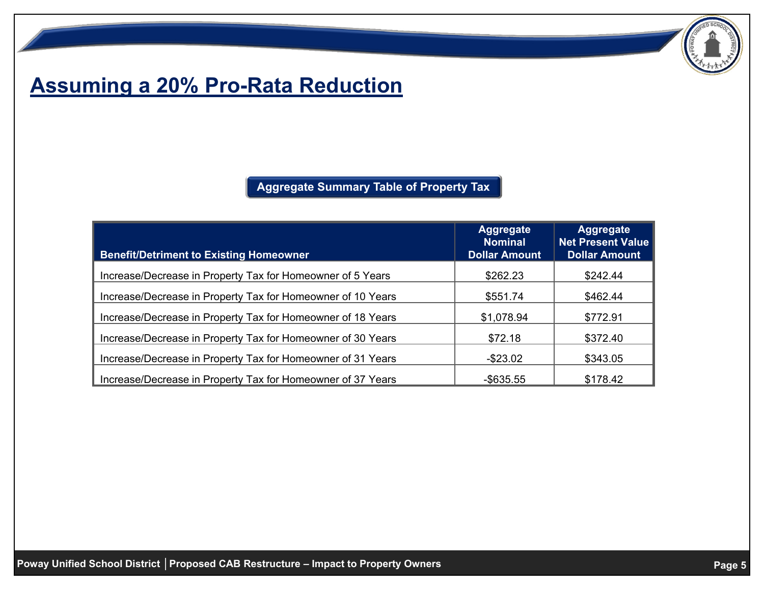# Assuming a 20% Pro-Rata Reduction

**Aggregate Summary Table of Property Tax**

| Benefit/Detriment to Existing Homeowner | Aggregate Nominal Dollar Amount | Aggregate Net Present Value Dollar Amount |
|---|---|---|
| Increase/Decrease in Property Tax for Homeowner of 5 Years | $262.23 | $242.44 |
| Increase/Decrease in Property Tax for Homeowner of 10 Years | $551.74 | $462.44 |
| Increase/Decrease in Property Tax for Homeowner of 18 Years | $1,078.94 | $772.91 |
| Increase/Decrease in Property Tax for Homeowner of 30 Years | $72.18 | $372.40 |
| Increase/Decrease in Property Tax for Homeowner of 31 Years | -$23.02 | $343.05 |
| Increase/Decrease in Property Tax for Homeowner of 37 Years | -$635.55 | $178.42 |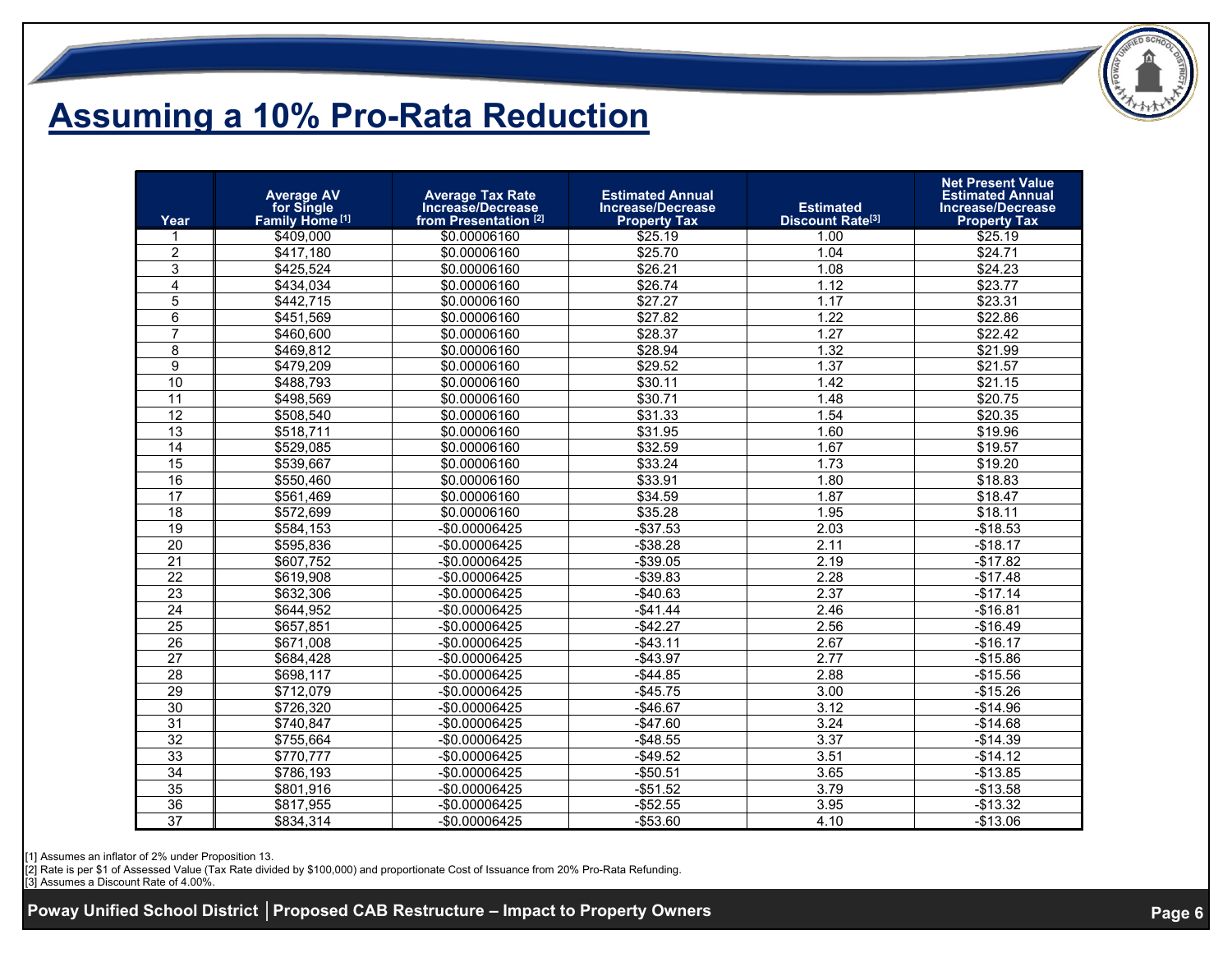# Assuming a 10% Pro-Rata Reduction

| Year | Average AV for Single Family Home [1] | Average Tax Rate Increase/Decrease from Presentation [2] | Estimated Annual Increase/Decrease Property Tax | Estimated Discount Rate[3] | Net Present Value Estimated Annual Increase/Decrease Property Tax |
|---|---|---|---|---|---|
| 1 | $409,000 | $0.00006160 | $25.19 | 1.00 | $25.19 |
| 2 | $417,180 | $0.00006160 | $25.70 | 1.04 | $24.71 |
| 3 | $425,524 | $0.00006160 | $26.21 | 1.08 | $24.23 |
| 4 | $434,034 | $0.00006160 | $26.74 | 1.12 | $23.77 |
| 5 | $442,715 | $0.00006160 | $27.27 | 1.17 | $23.31 |
| 6 | $451,569 | $0.00006160 | $27.82 | 1.22 | $22.86 |
| 7 | $460,600 | $0.00006160 | $28.37 | 1.27 | $22.42 |
| 8 | $469,812 | $0.00006160 | $28.94 | 1.32 | $21.99 |
| 9 | $479,209 | $0.00006160 | $29.52 | 1.37 | $21.57 |
| 10 | $488,793 | $0.00006160 | $30.11 | 1.42 | $21.15 |
| 11 | $498,569 | $0.00006160 | $30.71 | 1.48 | $20.75 |
| 12 | $508,540 | $0.00006160 | $31.33 | 1.54 | $20.35 |
| 13 | $518,711 | $0.00006160 | $31.95 | 1.60 | $19.96 |
| 14 | $529,085 | $0.00006160 | $32.59 | 1.67 | $19.57 |
| 15 | $539,667 | $0.00006160 | $33.24 | 1.73 | $19.20 |
| 16 | $550,460 | $0.00006160 | $33.91 | 1.80 | $18.83 |
| 17 | $561,469 | $0.00006160 | $34.59 | 1.87 | $18.47 |
| 18 | $572,699 | $0.00006160 | $35.28 | 1.95 | $18.11 |
| 19 | $584,153 | -$0.00006425 | -$37.53 | 2.03 | -$18.53 |
| 20 | $595,836 | -$0.00006425 | -$38.28 | 2.11 | -$18.17 |
| 21 | $607,752 | -$0.00006425 | -$39.05 | 2.19 | -$17.82 |
| 22 | $619,908 | -$0.00006425 | -$39.83 | 2.28 | -$17.48 |
| 23 | $632,306 | -$0.00006425 | -$40.63 | 2.37 | -$17.14 |
| 24 | $644,952 | -$0.00006425 | -$41.44 | 2.46 | -$16.81 |
| 25 | $657,851 | -$0.00006425 | -$42.27 | 2.56 | -$16.49 |
| 26 | $671,008 | -$0.00006425 | -$43.11 | 2.67 | -$16.17 |
| 27 | $684,428 | -$0.00006425 | -$43.97 | 2.77 | -$15.86 |
| 28 | $698,117 | -$0.00006425 | -$44.85 | 2.88 | -$15.56 |
| 29 | $712,079 | -$0.00006425 | -$45.75 | 3.00 | -$15.26 |
| 30 | $726,320 | -$0.00006425 | -$46.67 | 3.12 | -$14.96 |
| 31 | $740,847 | -$0.00006425 | -$47.60 | 3.24 | -$14.68 |
| 32 | $755,664 | -$0.00006425 | -$48.55 | 3.37 | -$14.39 |
| 33 | $770,777 | -$0.00006425 | -$49.52 | 3.51 | -$14.12 |
| 34 | $786,193 | -$0.00006425 | -$50.51 | 3.65 | -$13.85 |
| 35 | $801,916 | -$0.00006425 | -$51.52 | 3.79 | -$13.58 |
| 36 | $817,955 | -$0.00006425 | -$52.55 | 3.95 | -$13.32 |
| 37 | $834,314 | -$0.00006425 | -$53.60 | 4.10 | -$13.06 |

[1] Assumes an inflator of 2% under Proposition 13.
[2] Rate is per $1 of Assessed Value (Tax Rate divided by $100,000) and proportionate Cost of Issuance from 20% Pro-Rata Refunding.
[3] Assumes a Discount Rate of 4.00%.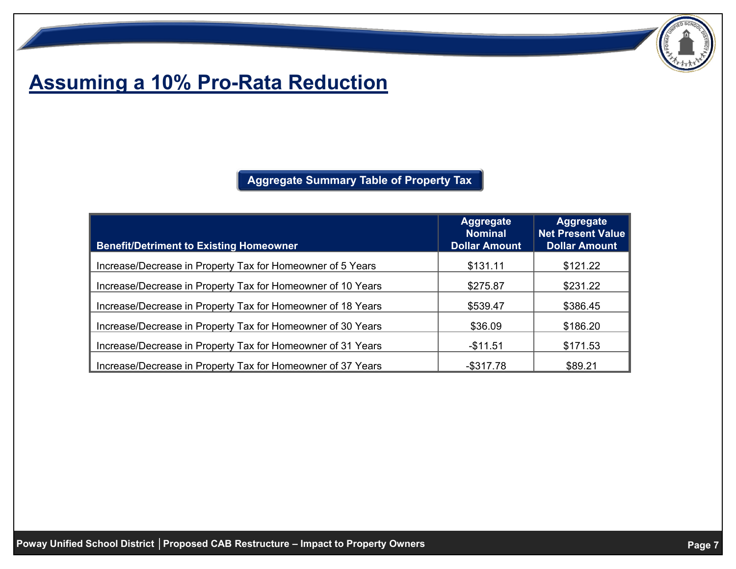# Assuming a 10% Pro-Rata Reduction

**Aggregate Summary Table of Property Tax**

| Benefit/Detriment to Existing Homeowner | Aggregate Nominal Dollar Amount | Aggregate Net Present Value Dollar Amount |
|---|---|---|
| Increase/Decrease in Property Tax for Homeowner of 5 Years | $131.11 | $121.22 |
| Increase/Decrease in Property Tax for Homeowner of 10 Years | $275.87 | $231.22 |
| Increase/Decrease in Property Tax for Homeowner of 18 Years | $539.47 | $386.45 |
| Increase/Decrease in Property Tax for Homeowner of 30 Years | $36.09 | $186.20 |
| Increase/Decrease in Property Tax for Homeowner of 31 Years | -$11.51 | $171.53 |
| Increase/Decrease in Property Tax for Homeowner of 37 Years | -$317.78 | $89.21 |